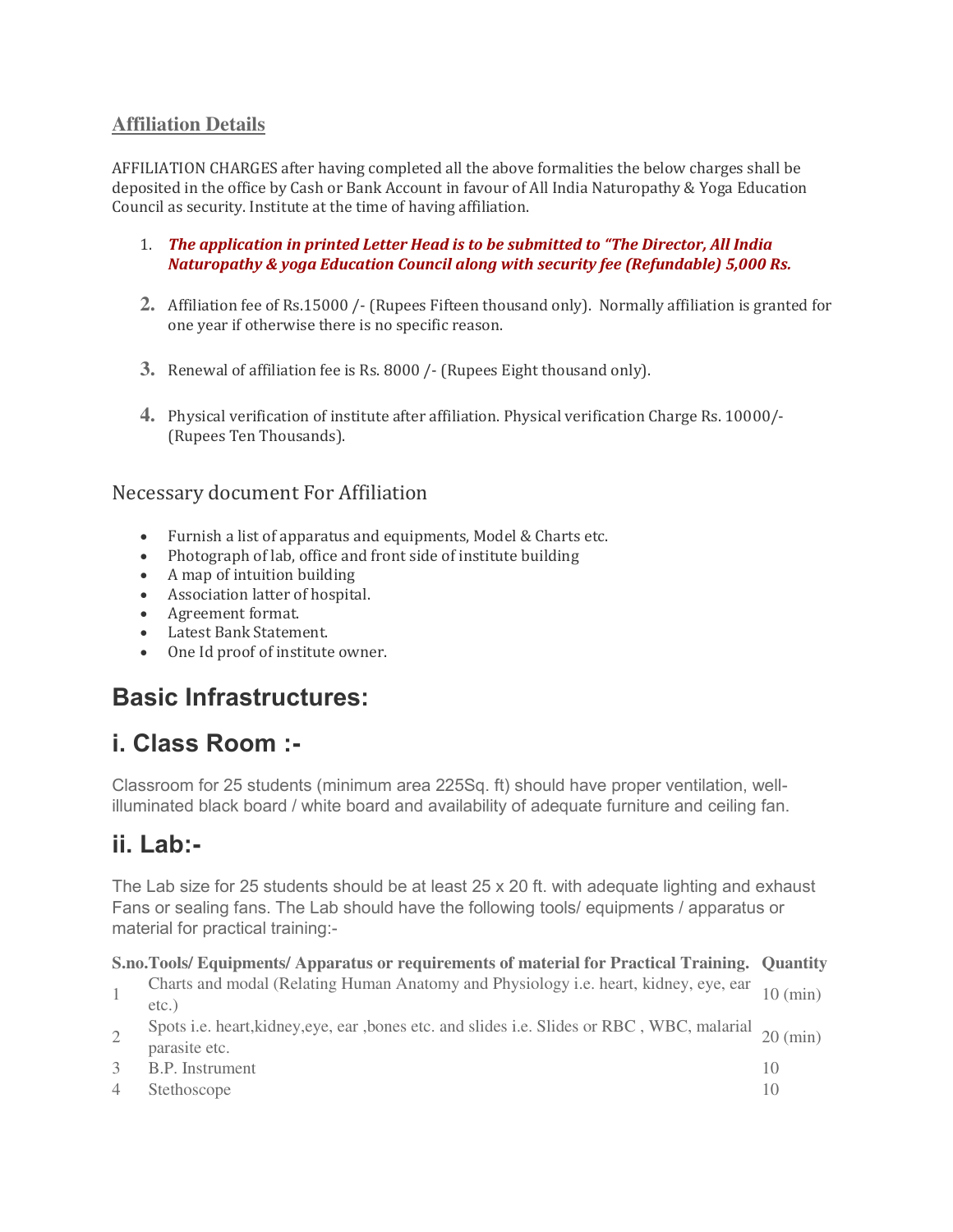## Affiliation Details

AFFILIATION CHARGES after having completed all the above formalities the below charges shall be deposited in the office by Cash or Bank Account in favour of All India Naturopathy & Yoga Education Council as security. Institute at the time of having affiliation.

1. ***The application in printed Letter Head is to be submitted to "The Director, All India Naturopathy & yoga Education Council along with security fee (Refundable) 5,000 Rs.***

2. Affiliation fee of Rs.15000 /- (Rupees Fifteen thousand only). Normally affiliation is granted for one year if otherwise there is no specific reason.

3. Renewal of affiliation fee is Rs. 8000 /- (Rupees Eight thousand only).

4. Physical verification of institute after affiliation. Physical verification Charge Rs. 10000/- (Rupees Ten Thousands).

### Necessary document For Affiliation

- Furnish a list of apparatus and equipments, Model & Charts etc.
- Photograph of lab, office and front side of institute building
- A map of intuition building
- Association latter of hospital.
- Agreement format.
- Latest Bank Statement.
- One Id proof of institute owner.

# Basic Infrastructures:

# i. Class Room :-

Classroom for 25 students (minimum area 225Sq. ft) should have proper ventilation, well-illuminated black board / white board and availability of adequate furniture and ceiling fan.

# ii. Lab:-

The Lab size for 25 students should be at least 25 x 20 ft. with adequate lighting and exhaust Fans or sealing fans. The Lab should have the following tools/ equipments / apparatus or material for practical training:-

| S.no. | Tools/ Equipments/ Apparatus or requirements of material for Practical Training. | Quantity |
|---|---|---|
| 1 | Charts and modal (Relating Human Anatomy and Physiology i.e. heart, kidney, eye, ear etc.) | 10 (min) |
| 2 | Spots i.e. heart,kidney,eye, ear ,bones etc. and slides i.e. Slides or RBC , WBC, malarial parasite etc. | 20 (min) |
| 3 | B.P. Instrument | 10 |
| 4 | Stethoscope | 10 |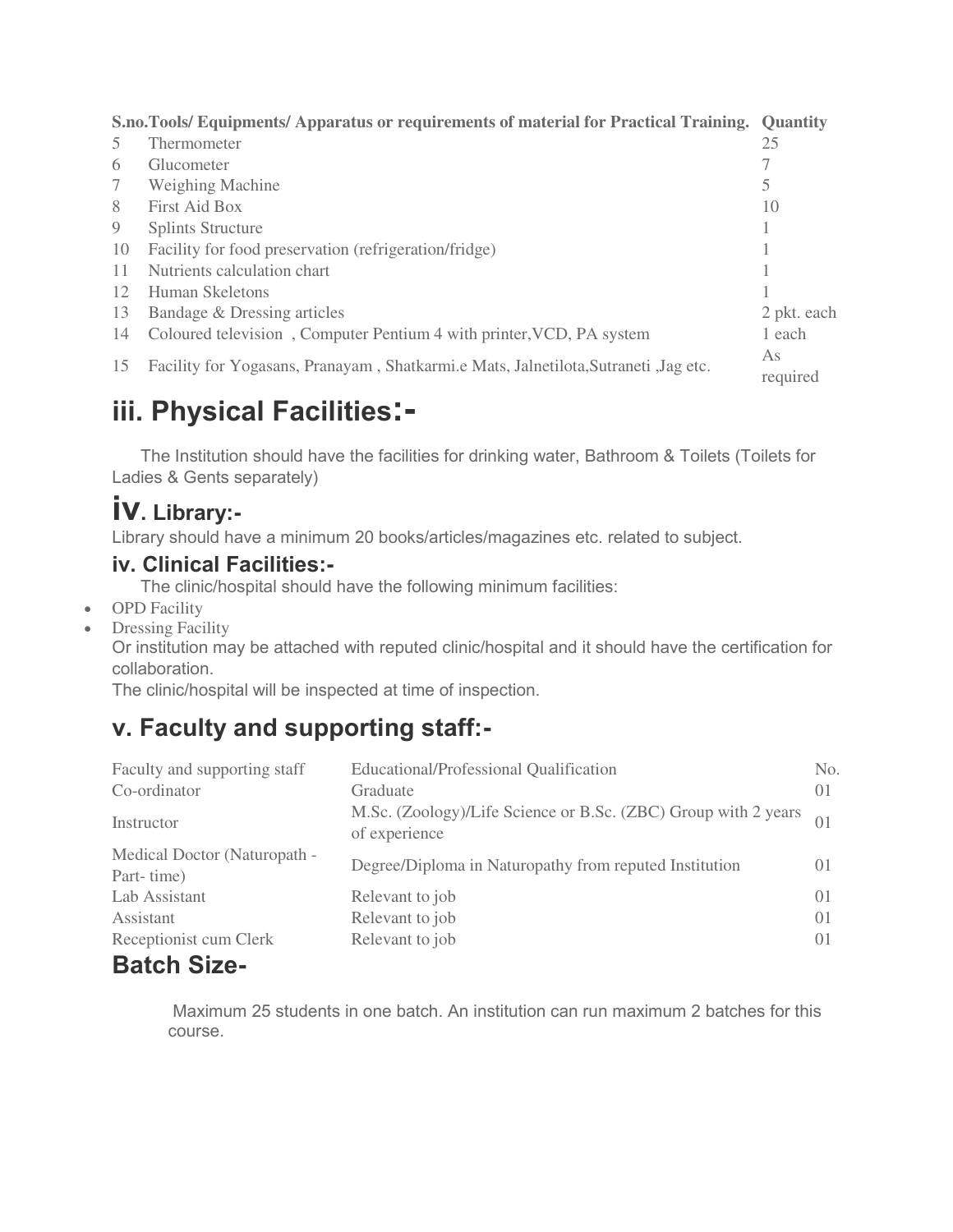| S.no. | Tools/ Equipments/ Apparatus or requirements of material for Practical Training. | Quantity |
|---|---|---|
| 5 | Thermometer | 25 |
| 6 | Glucometer | 7 |
| 7 | Weighing Machine | 5 |
| 8 | First Aid Box | 10 |
| 9 | Splints Structure | 1 |
| 10 | Facility for food preservation (refrigeration/fridge) | 1 |
| 11 | Nutrients calculation chart | 1 |
| 12 | Human Skeletons | 1 |
| 13 | Bandage & Dressing articles | 2 pkt. each |
| 14 | Coloured television , Computer Pentium 4 with printer,VCD, PA system | 1 each |
| 15 | Facility for Yogasans, Pranayam , Shatkarmi.e Mats, Jalnetilota,Sutraneti ,Jag etc. | As required |

## iii. Physical Facilities:-

The Institution should have the facilities for drinking water, Bathroom & Toilets (Toilets for Ladies & Gents separately)

## iv. Library:-

Library should have a minimum 20 books/articles/magazines etc. related to subject.

### iv. Clinical Facilities:-

The clinic/hospital should have the following minimum facilities:

- OPD Facility
- Dressing Facility

Or institution may be attached with reputed clinic/hospital and it should have the certification for collaboration.

The clinic/hospital will be inspected at time of inspection.

## v. Faculty and supporting staff:-

| Faculty and supporting staff | Educational/Professional Qualification | No. |
|---|---|---|
| Co-ordinator | Graduate | 01 |
| Instructor | M.Sc. (Zoology)/Life Science or B.Sc. (ZBC) Group with 2 years of experience | 01 |
| Medical Doctor (Naturopath - Part- time) | Degree/Diploma in Naturopathy from reputed Institution | 01 |
| Lab Assistant | Relevant to job | 01 |
| Assistant | Relevant to job | 01 |
| Receptionist cum Clerk | Relevant to job | 01 |

## Batch Size-

Maximum 25 students in one batch. An institution can run maximum 2 batches for this course.